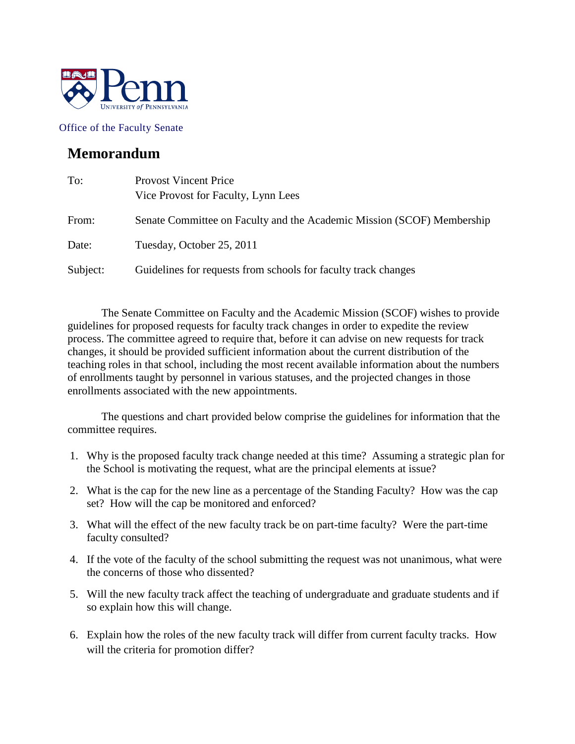Office of the Faculty Senate

# Memorandum

| | |
|---|---|
| To: | Provost Vincent Price<br>Vice Provost for Faculty, Lynn Lees |
| From: | Senate Committee on Faculty and the Academic Mission (SCOF) Membership |
| Date: | Tuesday, October 25, 2011 |
| Subject: | Guidelines for requests from schools for faculty track changes |

The Senate Committee on Faculty and the Academic Mission (SCOF) wishes to provide guidelines for proposed requests for faculty track changes in order to expedite the review process. The committee agreed to require that, before it can advise on new requests for track changes, it should be provided sufficient information about the current distribution of the teaching roles in that school, including the most recent available information about the numbers of enrollments taught by personnel in various statuses, and the projected changes in those enrollments associated with the new appointments.

The questions and chart provided below comprise the guidelines for information that the committee requires.

1. Why is the proposed faculty track change needed at this time? Assuming a strategic plan for the School is motivating the request, what are the principal elements at issue?
2. What is the cap for the new line as a percentage of the Standing Faculty? How was the cap set? How will the cap be monitored and enforced?
3. What will the effect of the new faculty track be on part-time faculty? Were the part-time faculty consulted?
4. If the vote of the faculty of the school submitting the request was not unanimous, what were the concerns of those who dissented?
5. Will the new faculty track affect the teaching of undergraduate and graduate students and if so explain how this will change.
6. Explain how the roles of the new faculty track will differ from current faculty tracks. How will the criteria for promotion differ?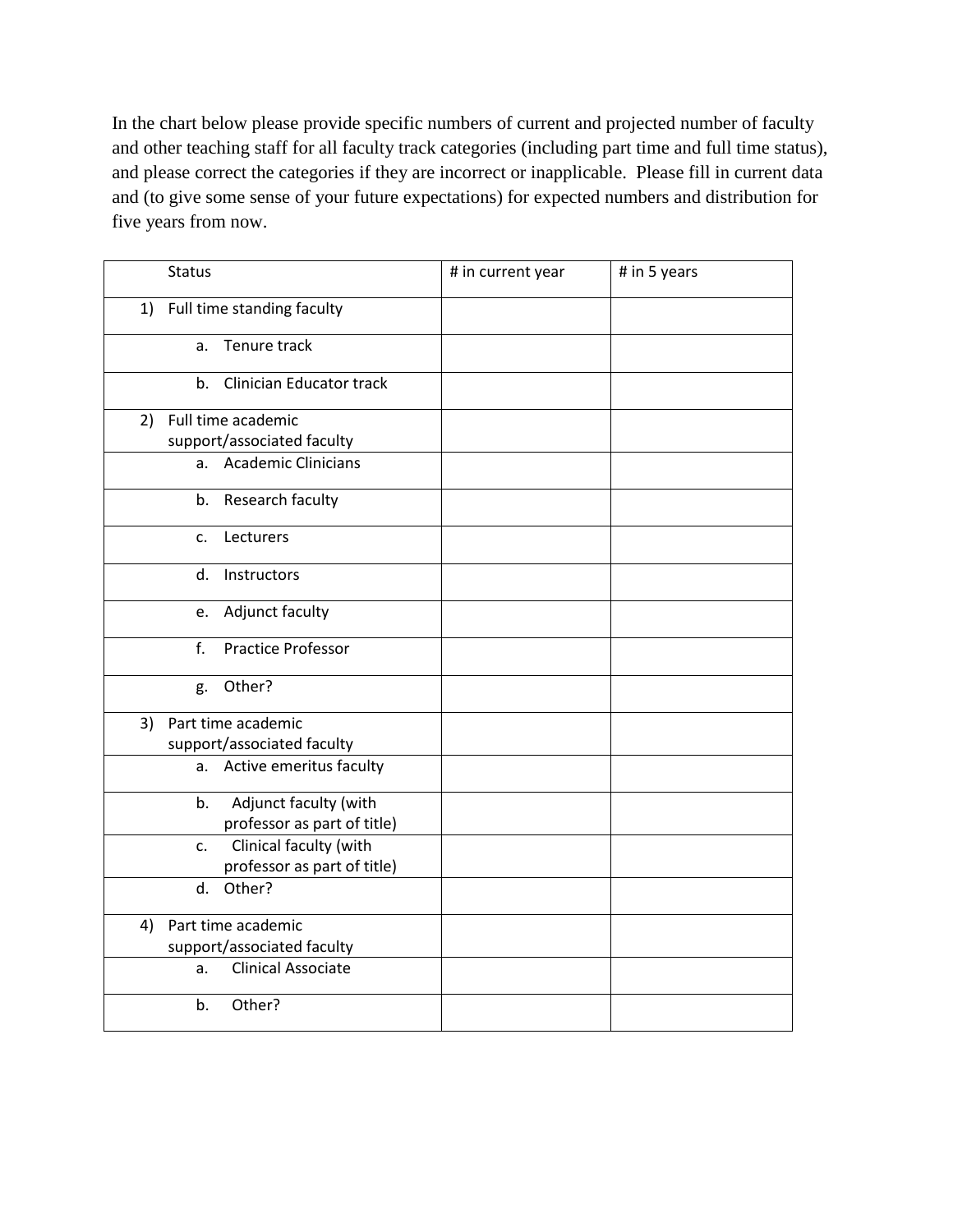In the chart below please provide specific numbers of current and projected number of faculty and other teaching staff for all faculty track categories (including part time and full time status), and please correct the categories if they are incorrect or inapplicable. Please fill in current data and (to give some sense of your future expectations) for expected numbers and distribution for five years from now.

| Status | # in current year | # in 5 years |
|---|---|---|
| 1) Full time standing faculty | | |
| a. Tenure track | | |
| b. Clinician Educator track | | |
| 2) Full time academic support/associated faculty | | |
| a. Academic Clinicians | | |
| b. Research faculty | | |
| c. Lecturers | | |
| d. Instructors | | |
| e. Adjunct faculty | | |
| f. Practice Professor | | |
| g. Other? | | |
| 3) Part time academic support/associated faculty | | |
| a. Active emeritus faculty | | |
| b. Adjunct faculty (with professor as part of title) | | |
| c. Clinical faculty (with professor as part of title) | | |
| d. Other? | | |
| 4) Part time academic support/associated faculty | | |
| a. Clinical Associate | | |
| b. Other? | | |